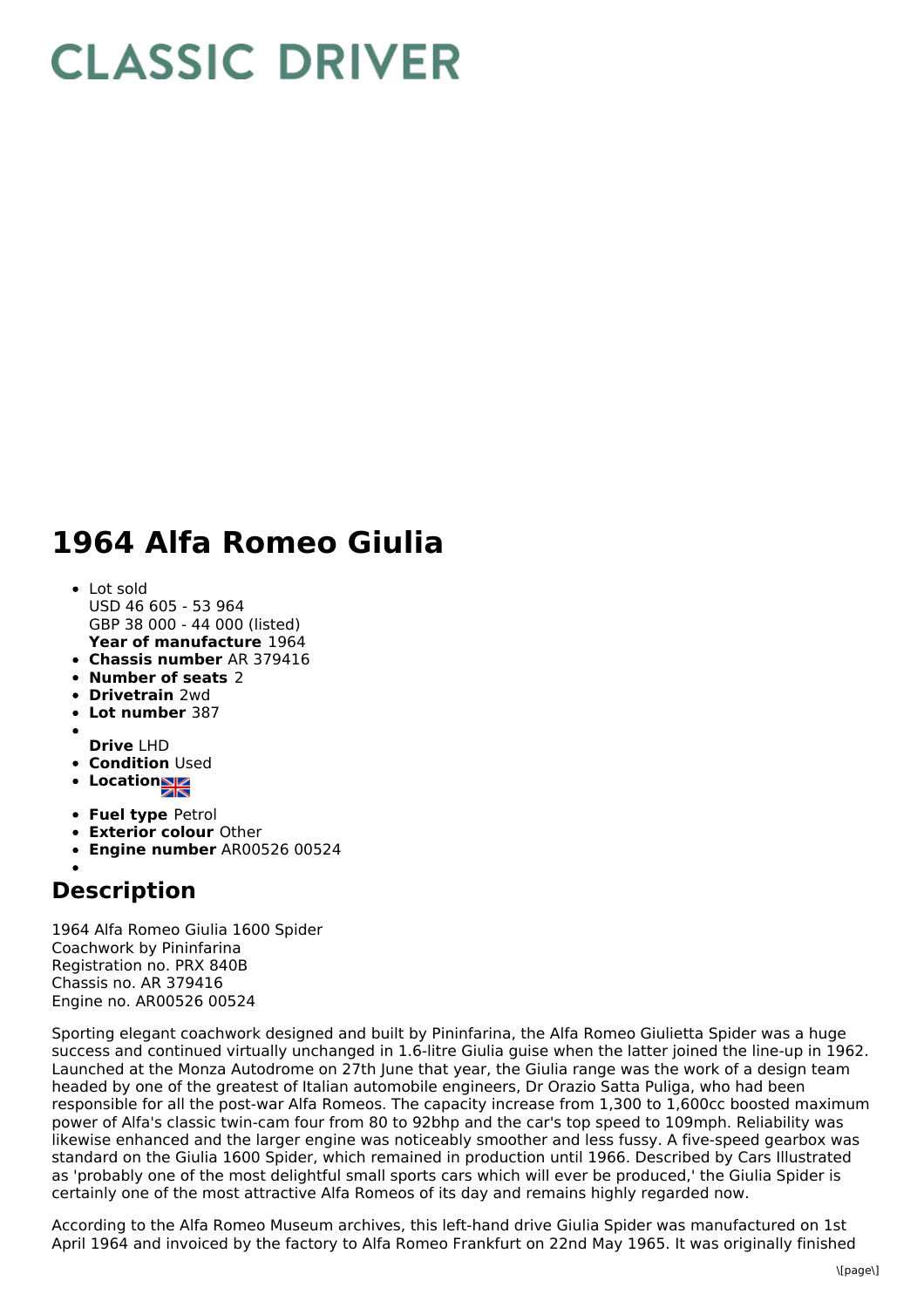# CLASSIC DRIVER

# 1964 Alfa Romeo Giulia

- Lot sold
  USD 46 605 - 53 964
  GBP 38 000 - 44 000 (listed)
  **Year of manufacture** 1964
- **Chassis number** AR 379416
- **Number of seats** 2
- **Drivetrain** 2wd
- **Lot number** 387
- 
  **Drive** LHD
- **Condition** Used
- **Location**
- **Fuel type** Petrol
- **Exterior colour** Other
- **Engine number** AR00526 00524
- 

## Description

1964 Alfa Romeo Giulia 1600 Spider
Coachwork by Pininfarina
Registration no. PRX 840B
Chassis no. AR 379416
Engine no. AR00526 00524

Sporting elegant coachwork designed and built by Pininfarina, the Alfa Romeo Giulietta Spider was a huge success and continued virtually unchanged in 1.6-litre Giulia guise when the latter joined the line-up in 1962. Launched at the Monza Autodrome on 27th June that year, the Giulia range was the work of a design team headed by one of the greatest of Italian automobile engineers, Dr Orazio Satta Puliga, who had been responsible for all the post-war Alfa Romeos. The capacity increase from 1,300 to 1,600cc boosted maximum power of Alfa's classic twin-cam four from 80 to 92bhp and the car's top speed to 109mph. Reliability was likewise enhanced and the larger engine was noticeably smoother and less fussy. A five-speed gearbox was standard on the Giulia 1600 Spider, which remained in production until 1966. Described by Cars Illustrated as 'probably one of the most delightful small sports cars which will ever be produced,' the Giulia Spider is certainly one of the most attractive Alfa Romeos of its day and remains highly regarded now.

According to the Alfa Romeo Museum archives, this left-hand drive Giulia Spider was manufactured on 1st April 1964 and invoiced by the factory to Alfa Romeo Frankfurt on 22nd May 1965. It was originally finished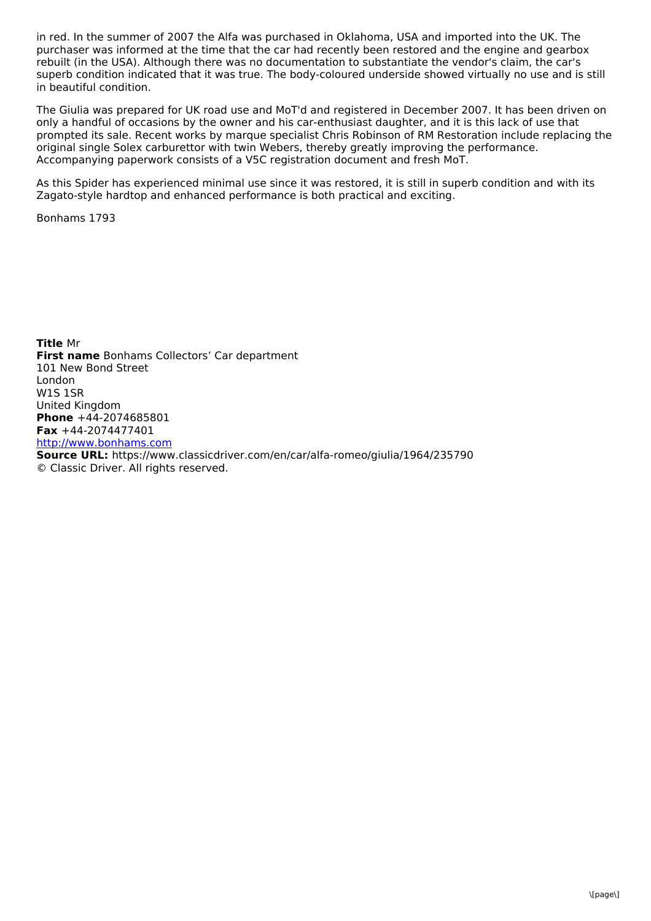in red. In the summer of 2007 the Alfa was purchased in Oklahoma, USA and imported into the UK. The purchaser was informed at the time that the car had recently been restored and the engine and gearbox rebuilt (in the USA). Although there was no documentation to substantiate the vendor's claim, the car's superb condition indicated that it was true. The body-coloured underside showed virtually no use and is still in beautiful condition.

The Giulia was prepared for UK road use and MoT'd and registered in December 2007. It has been driven on only a handful of occasions by the owner and his car-enthusiast daughter, and it is this lack of use that prompted its sale. Recent works by marque specialist Chris Robinson of RM Restoration include replacing the original single Solex carburettor with twin Webers, thereby greatly improving the performance. Accompanying paperwork consists of a V5C registration document and fresh MoT.

As this Spider has experienced minimal use since it was restored, it is still in superb condition and with its Zagato-style hardtop and enhanced performance is both practical and exciting.

Bonhams 1793

**Title** Mr
**First name** Bonhams Collectors' Car department
101 New Bond Street
London
W1S 1SR
United Kingdom
**Phone** +44-2074685801
**Fax** +44-2074477401
http://www.bonhams.com
**Source URL:** https://www.classicdriver.com/en/car/alfa-romeo/giulia/1964/235790
© Classic Driver. All rights reserved.